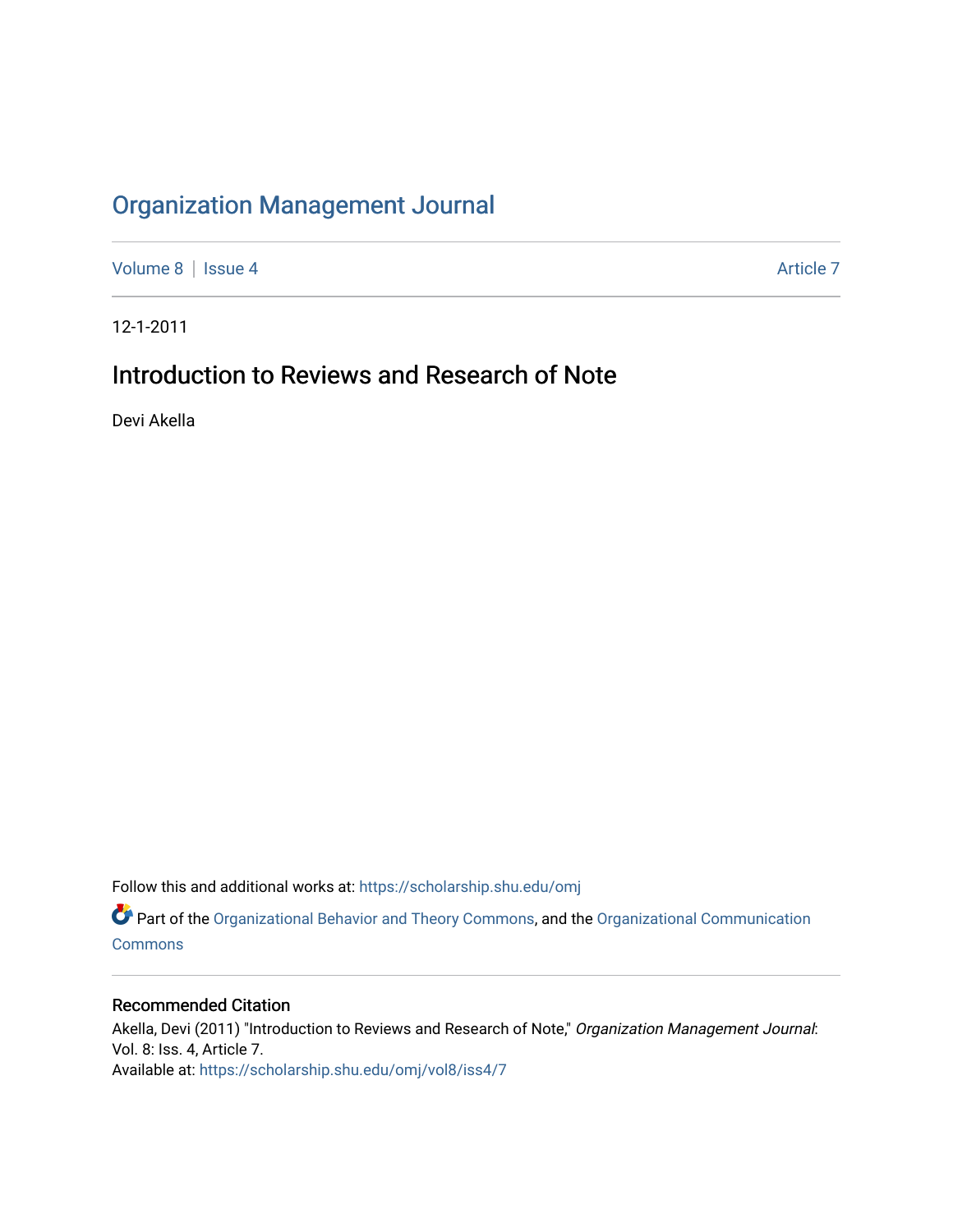# Organization Management Journal

Volume 8 | Issue 4 Article 7

12-1-2011

## Introduction to Reviews and Research of Note

Devi Akella

Follow this and additional works at: https://scholarship.shu.edu/omj

Part of the Organizational Behavior and Theory Commons, and the Organizational Communication Commons

### Recommended Citation

Akella, Devi (2011) "Introduction to Reviews and Research of Note," *Organization Management Journal*: Vol. 8: Iss. 4, Article 7.
Available at: https://scholarship.shu.edu/omj/vol8/iss4/7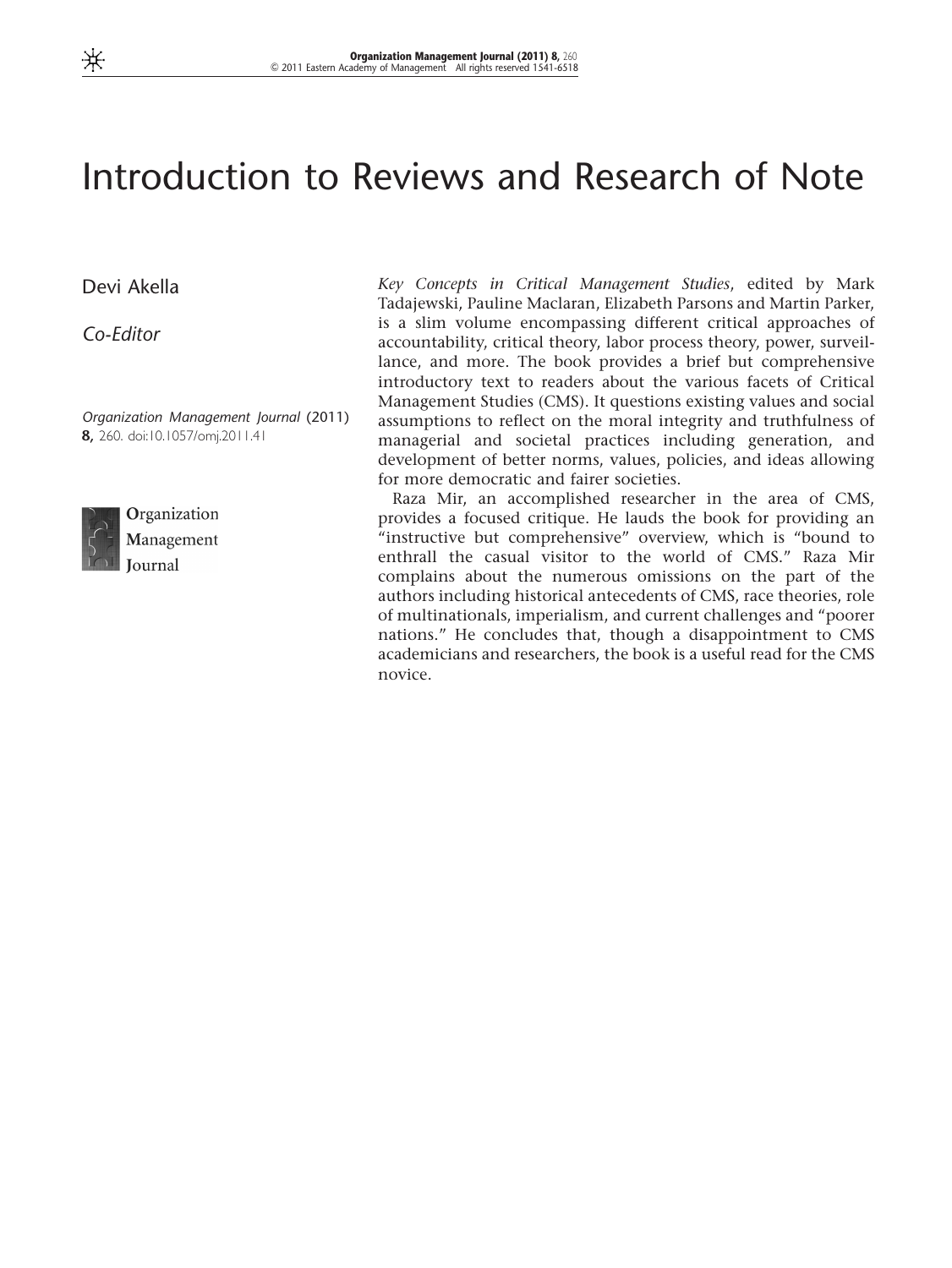# Introduction to Reviews and Research of Note

Devi Akella

*Co-Editor*

*Organization Management Journal* (2011) **8,** 260. doi:10.1057/omj.2011.41

*Key Concepts in Critical Management Studies*, edited by Mark Tadajewski, Pauline Maclaran, Elizabeth Parsons and Martin Parker, is a slim volume encompassing different critical approaches of accountability, critical theory, labor process theory, power, surveillance, and more. The book provides a brief but comprehensive introductory text to readers about the various facets of Critical Management Studies (CMS). It questions existing values and social assumptions to reflect on the moral integrity and truthfulness of managerial and societal practices including generation, and development of better norms, values, policies, and ideas allowing for more democratic and fairer societies.

Raza Mir, an accomplished researcher in the area of CMS, provides a focused critique. He lauds the book for providing an "instructive but comprehensive" overview, which is "bound to enthrall the casual visitor to the world of CMS." Raza Mir complains about the numerous omissions on the part of the authors including historical antecedents of CMS, race theories, role of multinationals, imperialism, and current challenges and "poorer nations." He concludes that, though a disappointment to CMS academicians and researchers, the book is a useful read for the CMS novice.